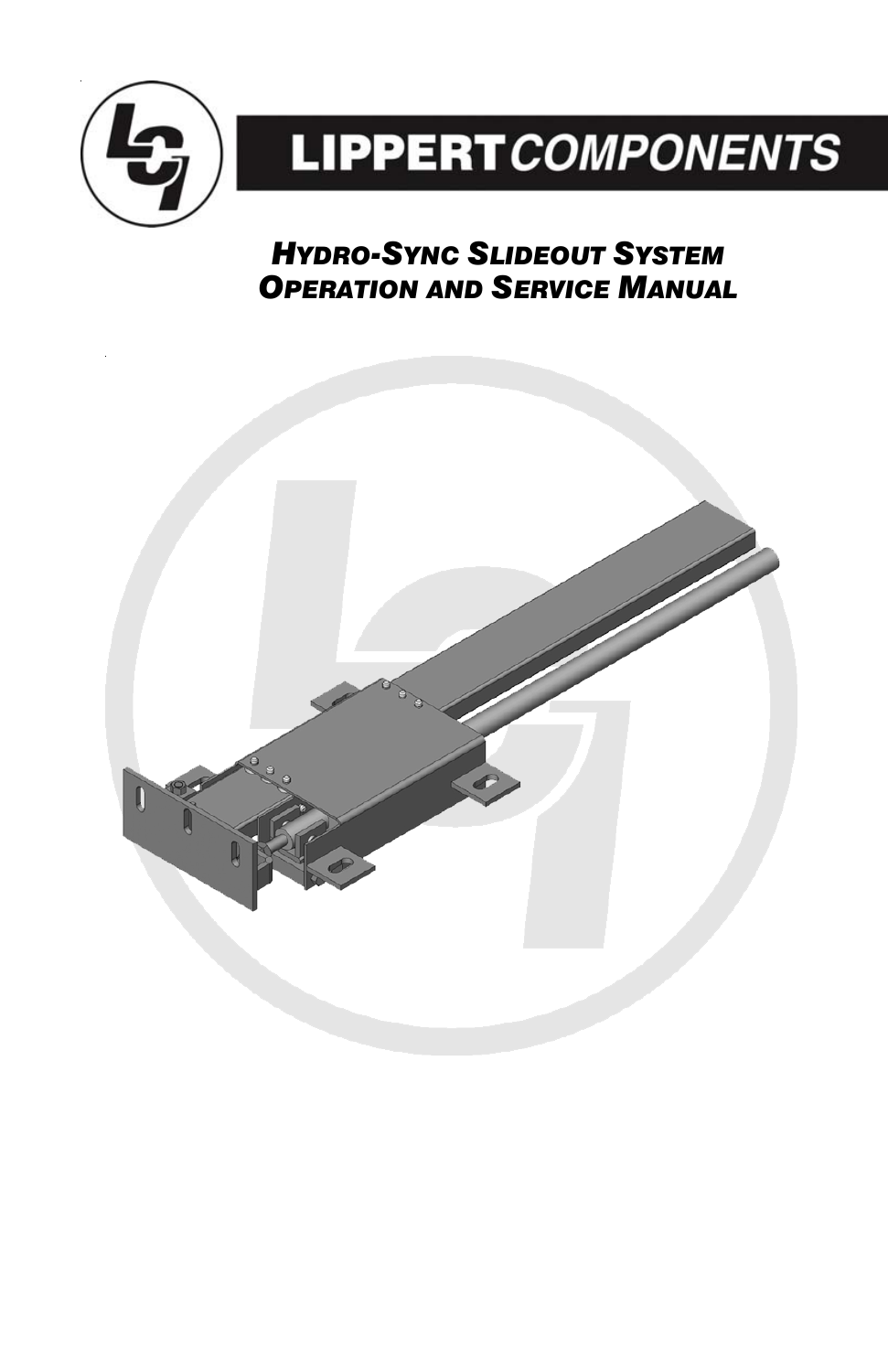# LIPPERT COMPONENTS

## *HYDRO-SYNC SLIDEOUT SYSTEM OPERATION AND SERVICE MANUAL*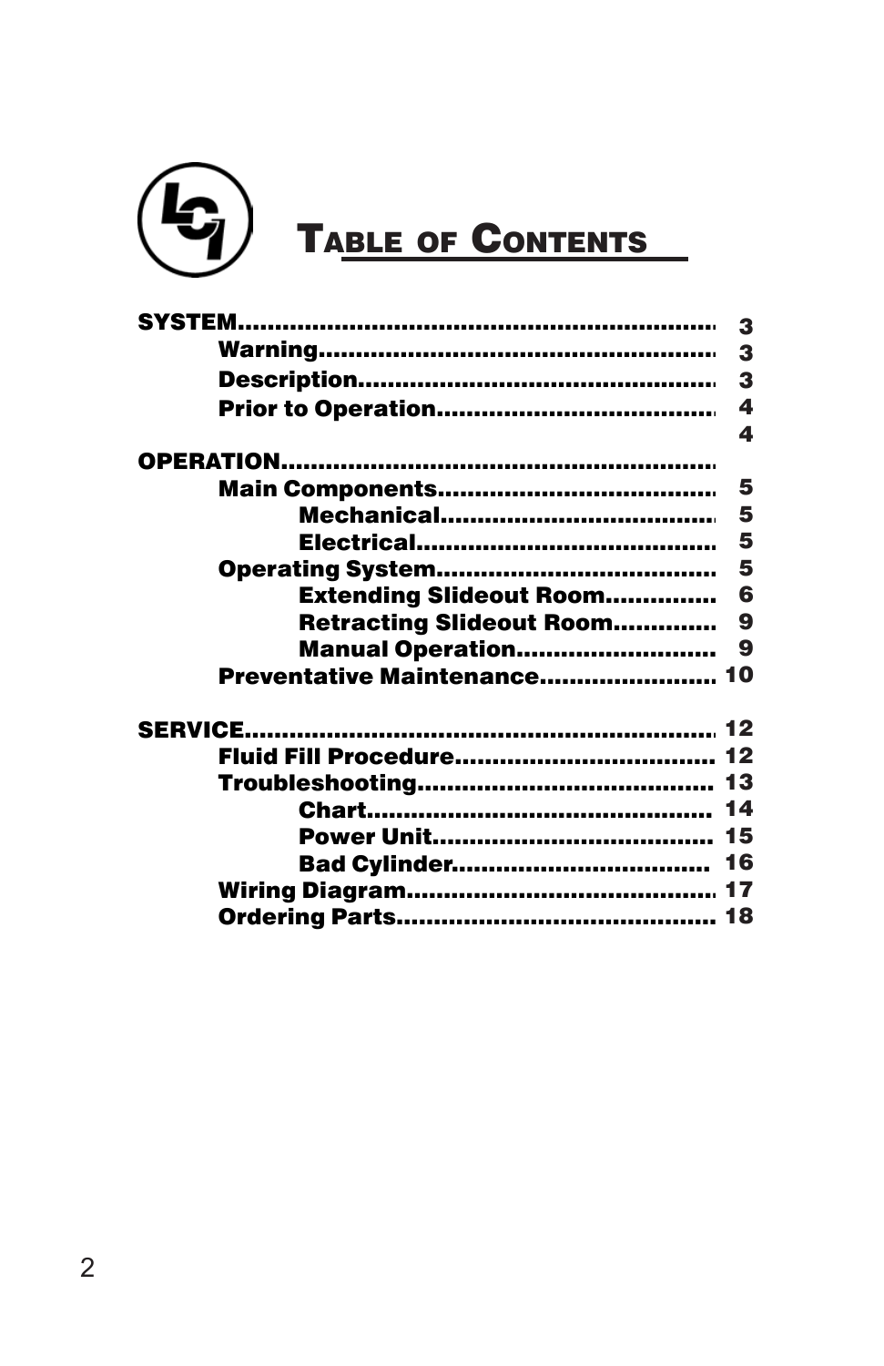# Table of Contents

| | | | |
|---|---|---|---|
| **SYSTEM** | | | 3 |
| | **Warning** | | 3 |
| | **Description** | | 3 |
| | **Prior to Operation** | | 4 |
| | | | 4 |
| **OPERATION** | | | |
| | **Main Components** | | 5 |
| | | **Mechanical** | 5 |
| | | **Electrical** | 5 |
| | **Operating System** | | 5 |
| | | **Extending Slideout Room** | 6 |
| | | **Retracting Slideout Room** | 9 |
| | | **Manual Operation** | 9 |
| | **Preventative Maintenance** | | 10 |
| **SERVICE** | | | 12 |
| | **Fluid Fill Procedure** | | 12 |
| | **Troubleshooting** | | 13 |
| | | **Chart** | 14 |
| | | **Power Unit** | 15 |
| | | **Bad Cylinder** | 16 |
| | **Wiring Diagram** | | 17 |
| | **Ordering Parts** | | 18 |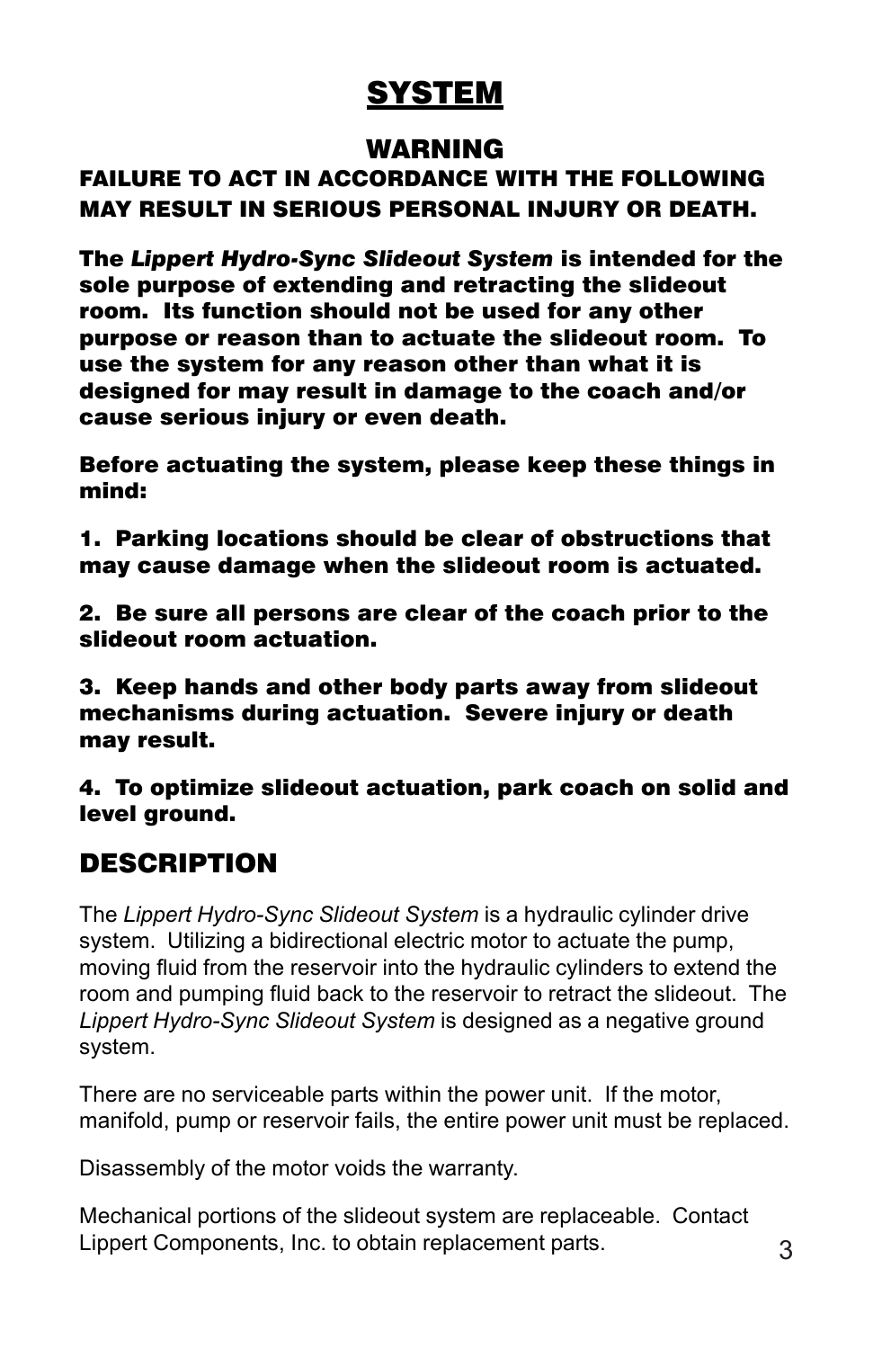# SYSTEM

## WARNING

**FAILURE TO ACT IN ACCORDANCE WITH THE FOLLOWING MAY RESULT IN SERIOUS PERSONAL INJURY OR DEATH.**

**The *Lippert Hydro-Sync Slideout System* is intended for the sole purpose of extending and retracting the slideout room. Its function should not be used for any other purpose or reason than to actuate the slideout room. To use the system for any reason other than what it is designed for may result in damage to the coach and/or cause serious injury or even death.**

**Before actuating the system, please keep these things in mind:**

**1. Parking locations should be clear of obstructions that may cause damage when the slideout room is actuated.**

**2. Be sure all persons are clear of the coach prior to the slideout room actuation.**

**3. Keep hands and other body parts away from slideout mechanisms during actuation. Severe injury or death may result.**

**4. To optimize slideout actuation, park coach on solid and level ground.**

## DESCRIPTION

The *Lippert Hydro-Sync Slideout System* is a hydraulic cylinder drive system. Utilizing a bidirectional electric motor to actuate the pump, moving fluid from the reservoir into the hydraulic cylinders to extend the room and pumping fluid back to the reservoir to retract the slideout. The *Lippert Hydro-Sync Slideout System* is designed as a negative ground system.

There are no serviceable parts within the power unit. If the motor, manifold, pump or reservoir fails, the entire power unit must be replaced.

Disassembly of the motor voids the warranty.

Mechanical portions of the slideout system are replaceable. Contact Lippert Components, Inc. to obtain replacement parts.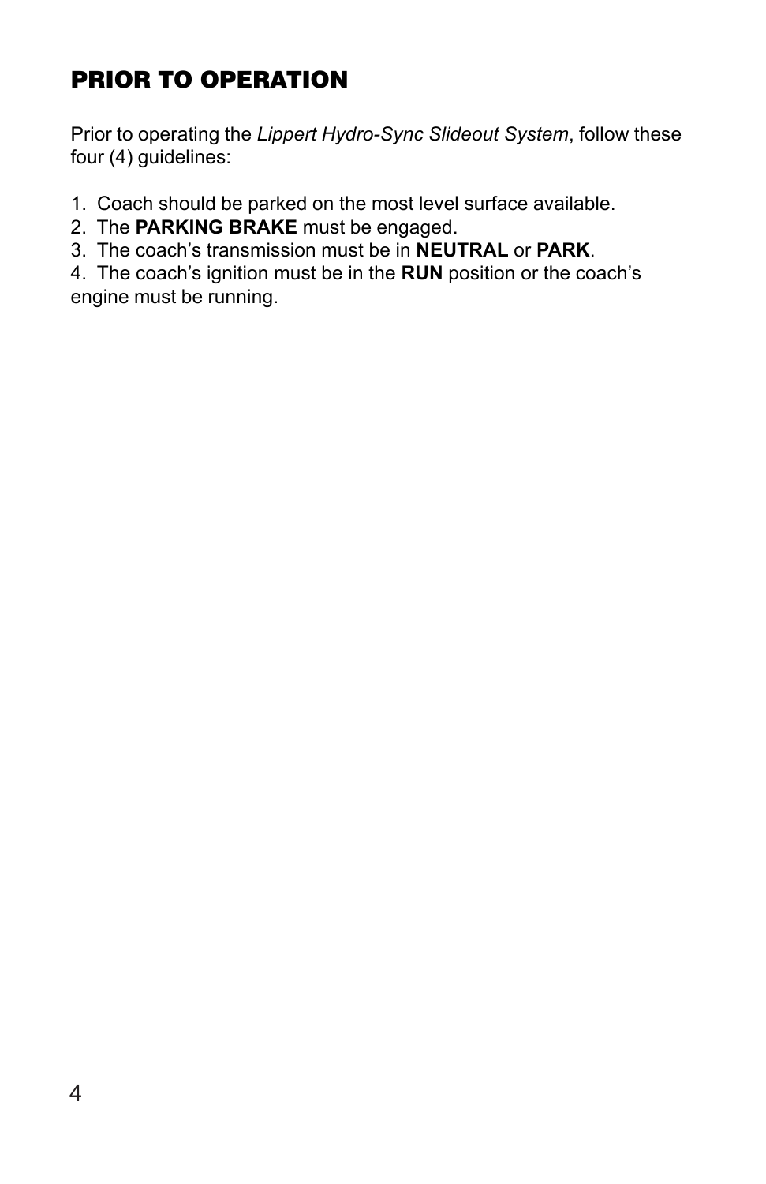## PRIOR TO OPERATION

Prior to operating the *Lippert Hydro-Sync Slideout System*, follow these four (4) guidelines:

1. Coach should be parked on the most level surface available.
2. The **PARKING BRAKE** must be engaged.
3. The coach's transmission must be in **NEUTRAL** or **PARK**.
4. The coach's ignition must be in the **RUN** position or the coach's engine must be running.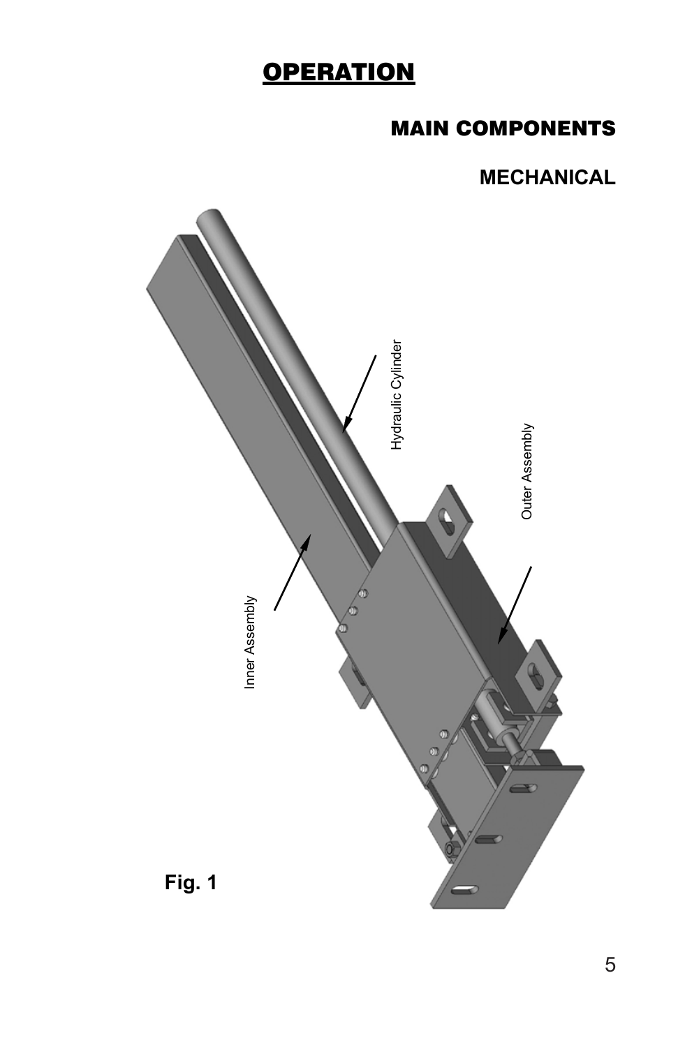# OPERATION

## MAIN COMPONENTS

### MECHANICAL

Hydraulic Cylinder

Outer Assembly

Inner Assembly

**Fig. 1**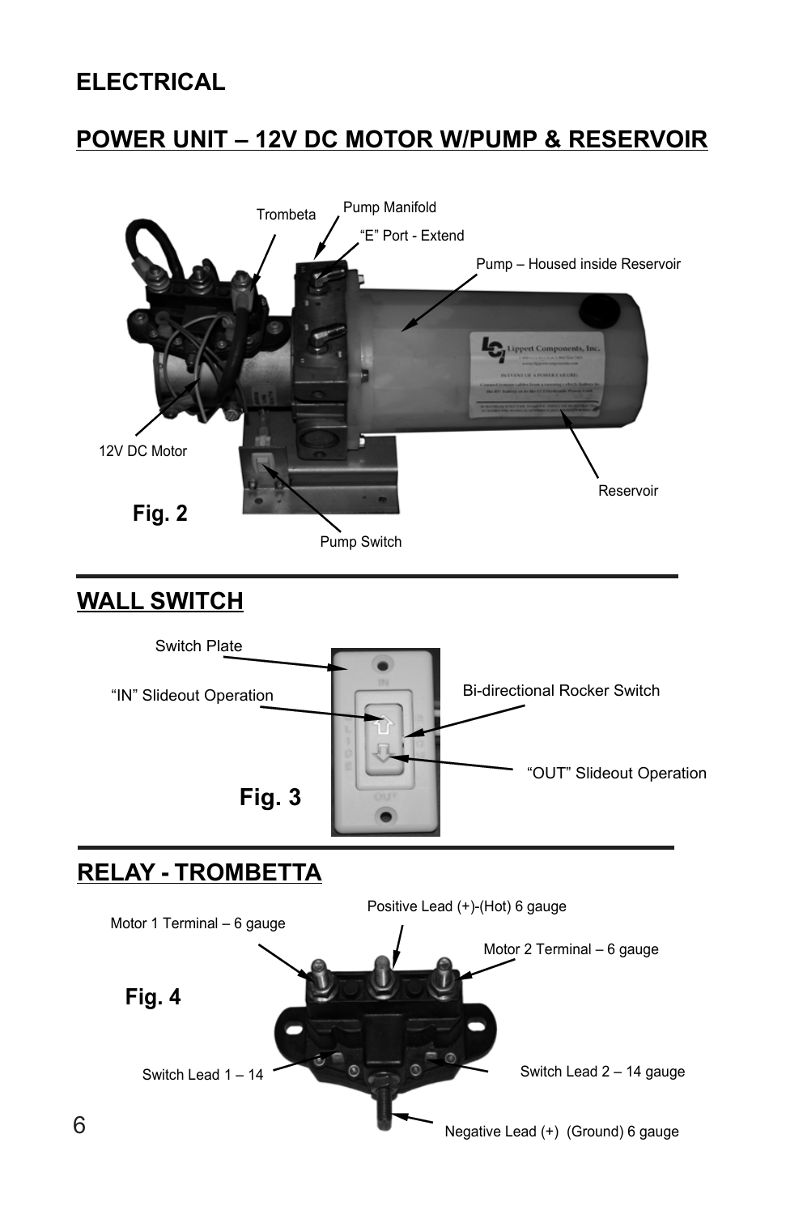## ELECTRICAL

## POWER UNIT – 12V DC MOTOR W/PUMP & RESERVOIR

Trombeta

Pump Manifold

"E" Port - Extend

Pump – Housed inside Reservoir

12V DC Motor

Reservoir

Pump Switch

**Fig. 2**

## WALL SWITCH

Switch Plate

"IN" Slideout Operation

Bi-directional Rocker Switch

"OUT" Slideout Operation

**Fig. 3**

## RELAY - TROMBETTA

Positive Lead (+)-(Hot) 6 gauge

Motor 1 Terminal – 6 gauge

Motor 2 Terminal – 6 gauge

**Fig. 4**

Switch Lead 1 – 14

Switch Lead 2 – 14 gauge

Negative Lead (+) (Ground) 6 gauge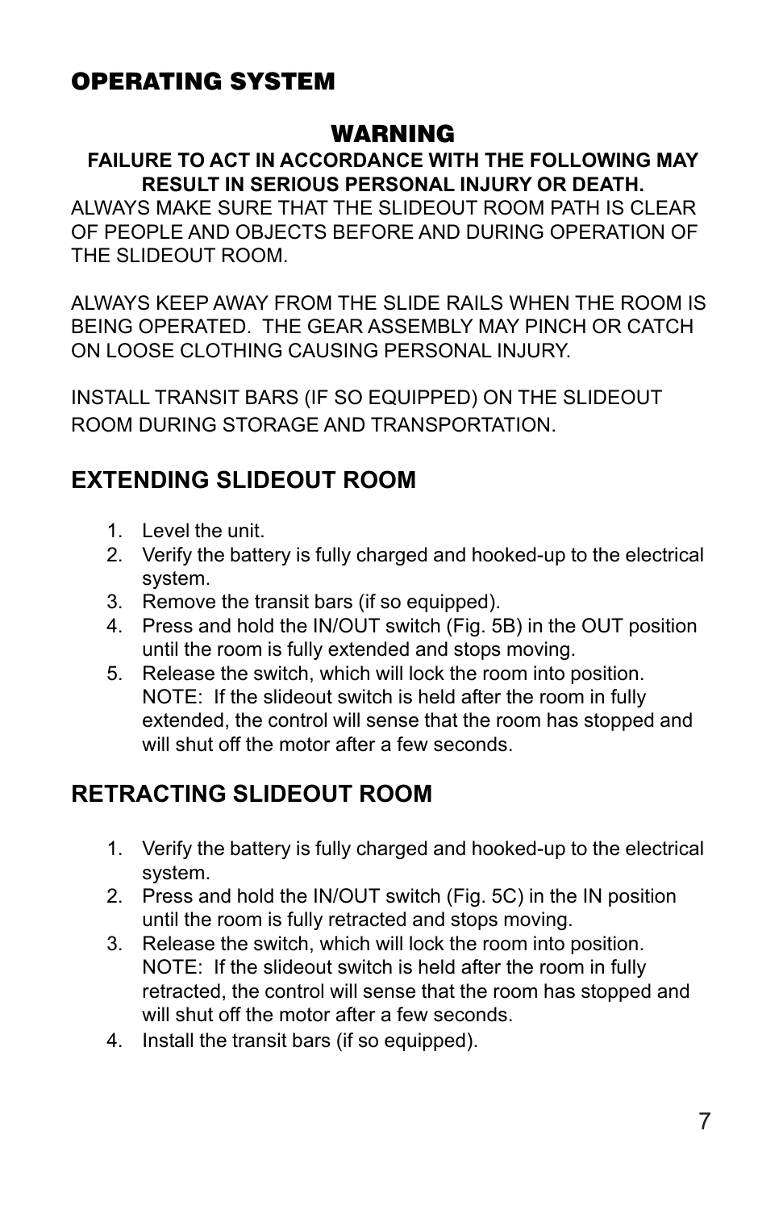## OPERATING SYSTEM

### WARNING

**FAILURE TO ACT IN ACCORDANCE WITH THE FOLLOWING MAY RESULT IN SERIOUS PERSONAL INJURY OR DEATH.**

ALWAYS MAKE SURE THAT THE SLIDEOUT ROOM PATH IS CLEAR OF PEOPLE AND OBJECTS BEFORE AND DURING OPERATION OF THE SLIDEOUT ROOM.

ALWAYS KEEP AWAY FROM THE SLIDE RAILS WHEN THE ROOM IS BEING OPERATED. THE GEAR ASSEMBLY MAY PINCH OR CATCH ON LOOSE CLOTHING CAUSING PERSONAL INJURY.

INSTALL TRANSIT BARS (IF SO EQUIPPED) ON THE SLIDEOUT ROOM DURING STORAGE AND TRANSPORTATION.

## EXTENDING SLIDEOUT ROOM

1. Level the unit.
2. Verify the battery is fully charged and hooked-up to the electrical system.
3. Remove the transit bars (if so equipped).
4. Press and hold the IN/OUT switch (Fig. 5B) in the OUT position until the room is fully extended and stops moving.
5. Release the switch, which will lock the room into position. NOTE: If the slideout switch is held after the room in fully extended, the control will sense that the room has stopped and will shut off the motor after a few seconds.

## RETRACTING SLIDEOUT ROOM

1. Verify the battery is fully charged and hooked-up to the electrical system.
2. Press and hold the IN/OUT switch (Fig. 5C) in the IN position until the room is fully retracted and stops moving.
3. Release the switch, which will lock the room into position. NOTE: If the slideout switch is held after the room in fully retracted, the control will sense that the room has stopped and will shut off the motor after a few seconds.
4. Install the transit bars (if so equipped).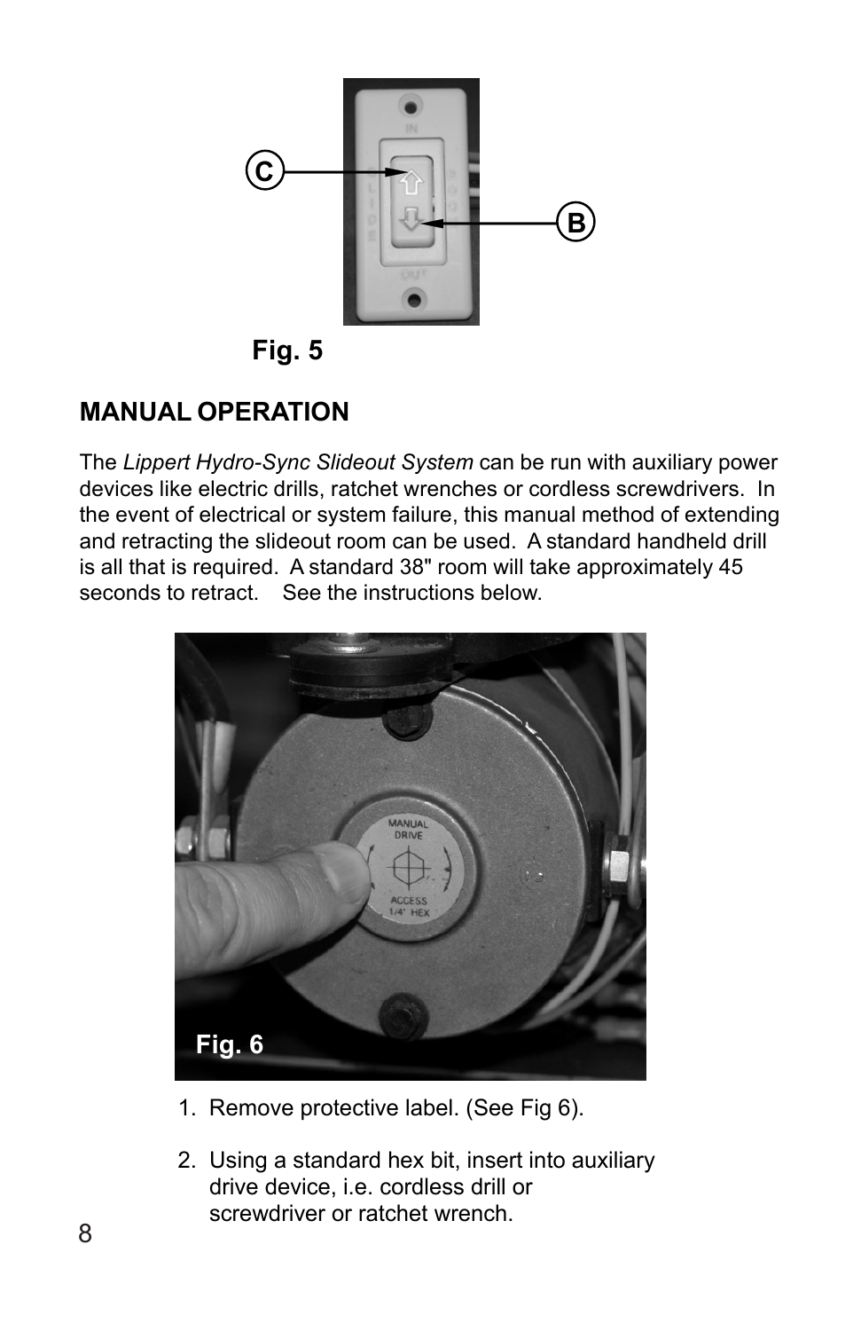Fig. 5

## MANUAL OPERATION

The *Lippert Hydro-Sync Slideout System* can be run with auxiliary power devices like electric drills, ratchet wrenches or cordless screwdrivers. In the event of electrical or system failure, this manual method of extending and retracting the slideout room can be used. A standard handheld drill is all that is required. A standard 38" room will take approximately 45 seconds to retract. See the instructions below.

Fig. 6

1. Remove protective label. (See Fig 6).

2. Using a standard hex bit, insert into auxiliary drive device, i.e. cordless drill or screwdriver or ratchet wrench.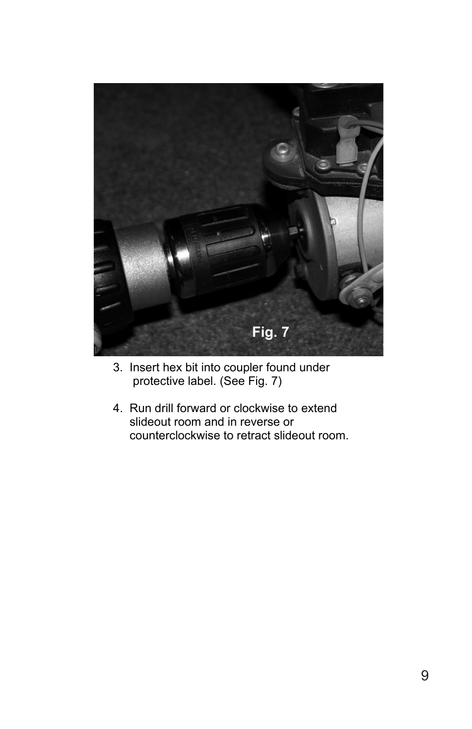Fig. 7

3. Insert hex bit into coupler found under protective label. (See Fig. 7)

4. Run drill forward or clockwise to extend slideout room and in reverse or counterclockwise to retract slideout room.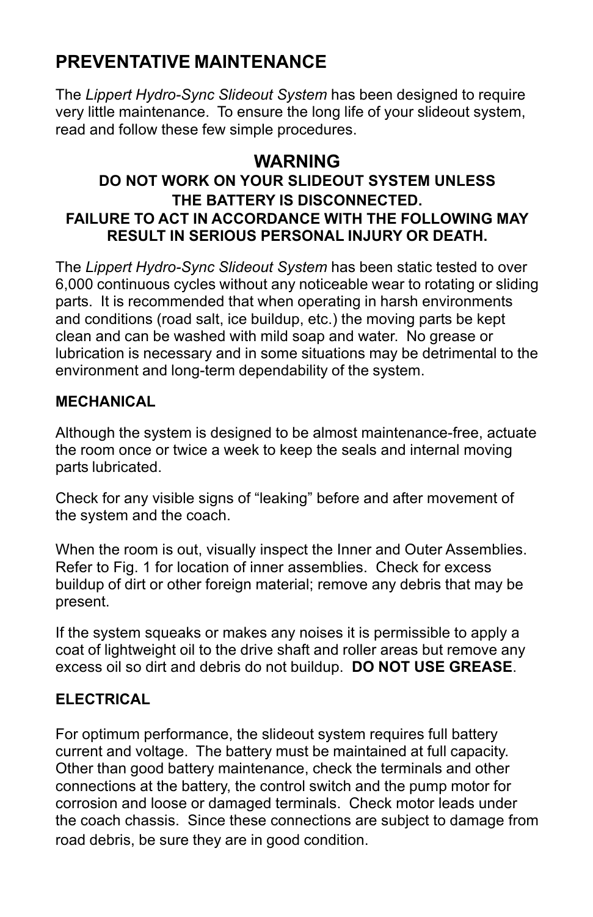# PREVENTATIVE MAINTENANCE

The *Lippert Hydro-Sync Slideout System* has been designed to require very little maintenance. To ensure the long life of your slideout system, read and follow these few simple procedures.

## WARNING

**DO NOT WORK ON YOUR SLIDEOUT SYSTEM UNLESS THE BATTERY IS DISCONNECTED.**
**FAILURE TO ACT IN ACCORDANCE WITH THE FOLLOWING MAY RESULT IN SERIOUS PERSONAL INJURY OR DEATH.**

The *Lippert Hydro-Sync Slideout System* has been static tested to over 6,000 continuous cycles without any noticeable wear to rotating or sliding parts. It is recommended that when operating in harsh environments and conditions (road salt, ice buildup, etc.) the moving parts be kept clean and can be washed with mild soap and water. No grease or lubrication is necessary and in some situations may be detrimental to the environment and long-term dependability of the system.

### MECHANICAL

Although the system is designed to be almost maintenance-free, actuate the room once or twice a week to keep the seals and internal moving parts lubricated.

Check for any visible signs of "leaking" before and after movement of the system and the coach.

When the room is out, visually inspect the Inner and Outer Assemblies. Refer to Fig. 1 for location of inner assemblies. Check for excess buildup of dirt or other foreign material; remove any debris that may be present.

If the system squeaks or makes any noises it is permissible to apply a coat of lightweight oil to the drive shaft and roller areas but remove any excess oil so dirt and debris do not buildup. **DO NOT USE GREASE**.

### ELECTRICAL

For optimum performance, the slideout system requires full battery current and voltage. The battery must be maintained at full capacity. Other than good battery maintenance, check the terminals and other connections at the battery, the control switch and the pump motor for corrosion and loose or damaged terminals. Check motor leads under the coach chassis. Since these connections are subject to damage from road debris, be sure they are in good condition.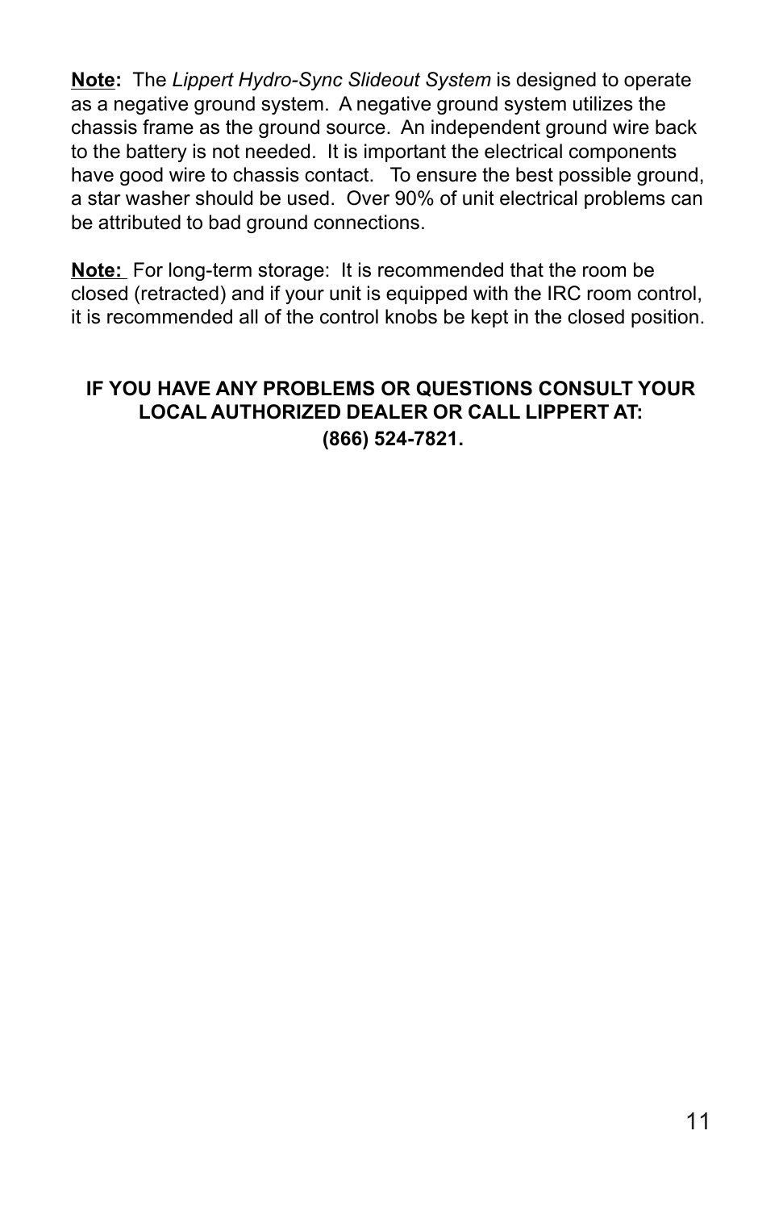**Note:** The *Lippert Hydro-Sync Slideout System* is designed to operate as a negative ground system. A negative ground system utilizes the chassis frame as the ground source. An independent ground wire back to the battery is not needed. It is important the electrical components have good wire to chassis contact. To ensure the best possible ground, a star washer should be used. Over 90% of unit electrical problems can be attributed to bad ground connections.

**Note:** For long-term storage: It is recommended that the room be closed (retracted) and if your unit is equipped with the IRC room control, it is recommended all of the control knobs be kept in the closed position.

**IF YOU HAVE ANY PROBLEMS OR QUESTIONS CONSULT YOUR LOCAL AUTHORIZED DEALER OR CALL LIPPERT AT: (866) 524-7821.**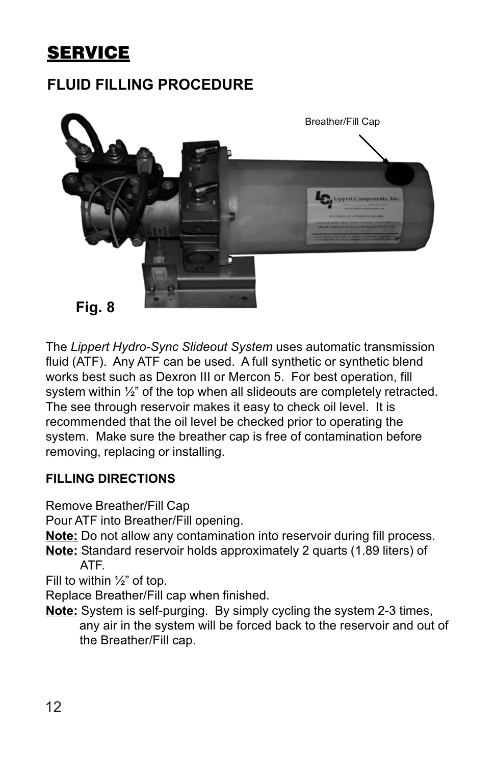# SERVICE

## FLUID FILLING PROCEDURE

Breather/Fill Cap

**Fig. 8**

The *Lippert Hydro-Sync Slideout System* uses automatic transmission fluid (ATF). Any ATF can be used. A full synthetic or synthetic blend works best such as Dexron III or Mercon 5. For best operation, fill system within ½" of the top when all slideouts are completely retracted. The see through reservoir makes it easy to check oil level. It is recommended that the oil level be checked prior to operating the system. Make sure the breather cap is free of contamination before removing, replacing or installing.

### FILLING DIRECTIONS

Remove Breather/Fill Cap

Pour ATF into Breather/Fill opening.

**Note:** Do not allow any contamination into reservoir during fill process.

**Note:** Standard reservoir holds approximately 2 quarts (1.89 liters) of ATF.

Fill to within ½" of top.

Replace Breather/Fill cap when finished.

**Note:** System is self-purging. By simply cycling the system 2-3 times, any air in the system will be forced back to the reservoir and out of the Breather/Fill cap.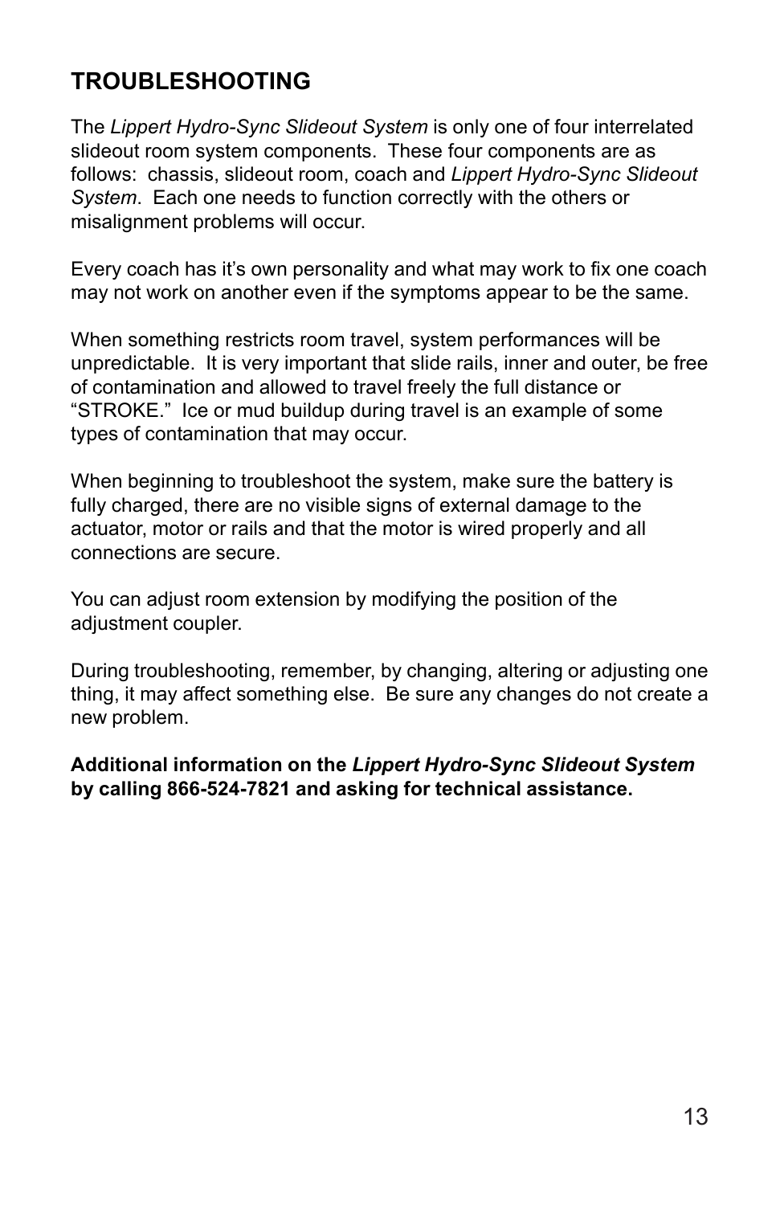## TROUBLESHOOTING

The *Lippert Hydro-Sync Slideout System* is only one of four interrelated slideout room system components. These four components are as follows: chassis, slideout room, coach and *Lippert Hydro-Sync Slideout System*. Each one needs to function correctly with the others or misalignment problems will occur.

Every coach has it's own personality and what may work to fix one coach may not work on another even if the symptoms appear to be the same.

When something restricts room travel, system performances will be unpredictable. It is very important that slide rails, inner and outer, be free of contamination and allowed to travel freely the full distance or "STROKE." Ice or mud buildup during travel is an example of some types of contamination that may occur.

When beginning to troubleshoot the system, make sure the battery is fully charged, there are no visible signs of external damage to the actuator, motor or rails and that the motor is wired properly and all connections are secure.

You can adjust room extension by modifying the position of the adjustment coupler.

During troubleshooting, remember, by changing, altering or adjusting one thing, it may affect something else. Be sure any changes do not create a new problem.

**Additional information on the *Lippert Hydro-Sync Slideout System* by calling 866-524-7821 and asking for technical assistance.**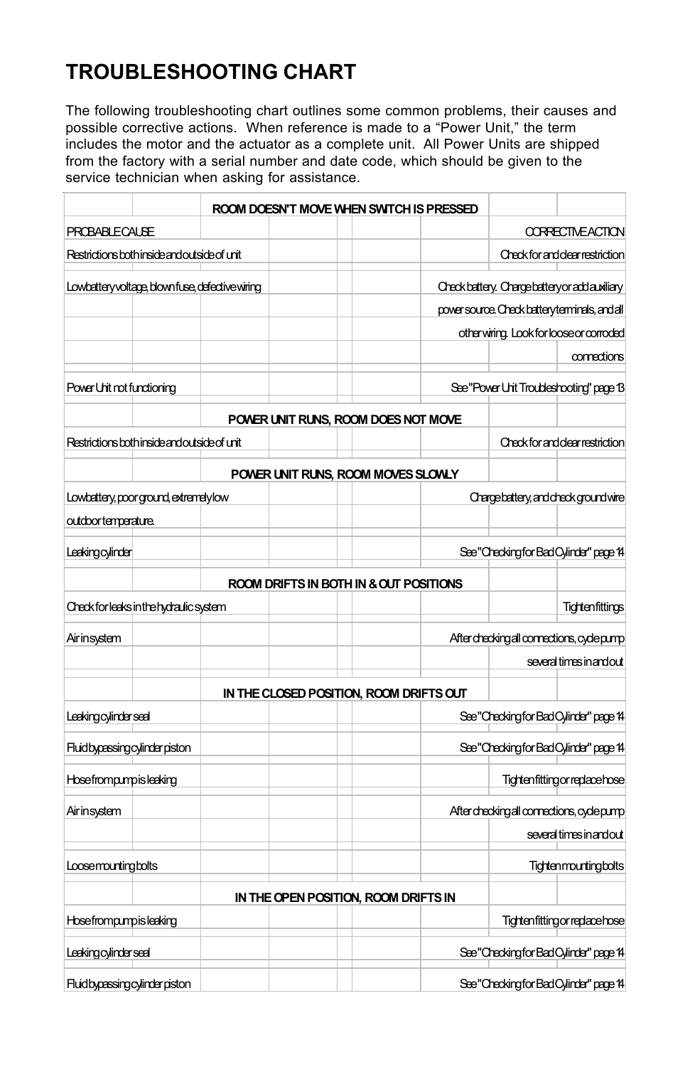# TROUBLESHOOTING CHART

The following troubleshooting chart outlines some common problems, their causes and possible corrective actions. When reference is made to a "Power Unit," the term includes the motor and the actuator as a complete unit. All Power Units are shipped from the factory with a serial number and date code, which should be given to the service technician when asking for assistance.

| PROBABLE CAUSE | CORRECTIVE ACTION |
|---|---|
| **ROOM DOESN'T MOVE WHEN SWITCH IS PRESSED** | |
| Restrictions both inside and outside of unit | Check for and clear restriction |
| Low battery voltage, blown fuse, defective wiring | Check battery. Charge battery or add auxiliary power source. Check battery terminals, and all other wiring. Look for loose or corroded connections |
| Power Unit not functioning | See "Power Unit Troubleshooting" page 13 |
| **POWER UNIT RUNS, ROOM DOES NOT MOVE** | |
| Restrictions both inside and outside of unit | Check for and clear restriction |
| **POWER UNIT RUNS, ROOM MOVES SLOWLY** | |
| Low battery, poor ground, extremely low outdoor temperature. | Charge battery, and check ground wire |
| Leaking cylinder | See "Checking for Bad Cylinder" page 14 |
| **ROOM DRIFTS IN BOTH IN & OUT POSITIONS** | |
| Check for leaks in the hydraulic system | Tighten fittings |
| Air in system | After checking all connections, cycle pump several times in and out |
| **IN THE CLOSED POSITION, ROOM DRIFTS OUT** | |
| Leaking cylinder seal | See "Checking for Bad Cylinder" page 14 |
| Fluid bypassing cylinder piston | See "Checking for Bad Cylinder" page 14 |
| Hose from pump is leaking | Tighten fitting or replace hose |
| Air in system | After checking all connections, cycle pump several times in and out |
| Loose mounting bolts | Tighten mounting bolts |
| **IN THE OPEN POSITION, ROOM DRIFTS IN** | |
| Hose from pump is leaking | Tighten fitting or replace hose |
| Leaking cylinder seal | See "Checking for Bad Cylinder" page 14 |
| Fluid bypassing cylinder piston | See "Checking for Bad Cylinder" page 14 |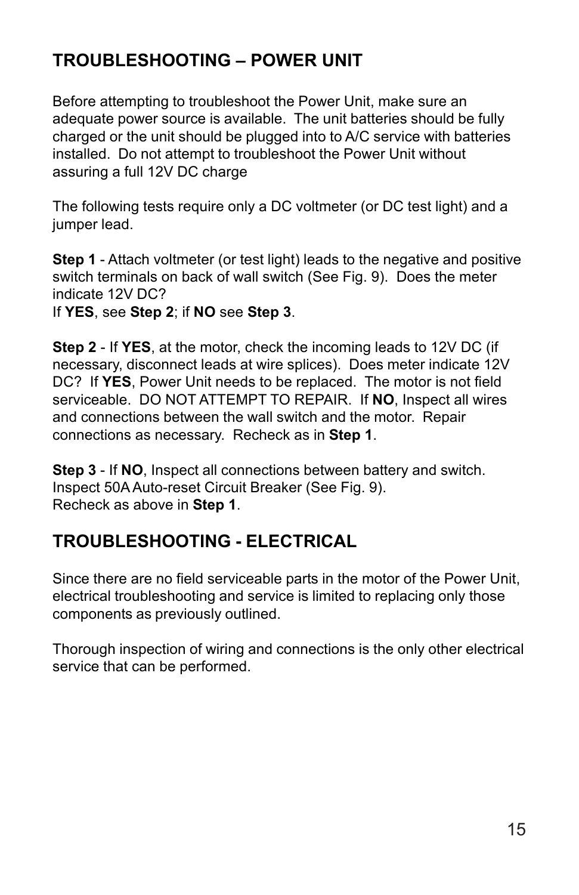## TROUBLESHOOTING – POWER UNIT

Before attempting to troubleshoot the Power Unit, make sure an adequate power source is available. The unit batteries should be fully charged or the unit should be plugged into to A/C service with batteries installed. Do not attempt to troubleshoot the Power Unit without assuring a full 12V DC charge

The following tests require only a DC voltmeter (or DC test light) and a jumper lead.

**Step 1** - Attach voltmeter (or test light) leads to the negative and positive switch terminals on back of wall switch (See Fig. 9). Does the meter indicate 12V DC?
If **YES**, see **Step 2**; if **NO** see **Step 3**.

**Step 2** - If **YES**, at the motor, check the incoming leads to 12V DC (if necessary, disconnect leads at wire splices). Does meter indicate 12V DC? If **YES**, Power Unit needs to be replaced. The motor is not field serviceable. DO NOT ATTEMPT TO REPAIR. If **NO**, Inspect all wires and connections between the wall switch and the motor. Repair connections as necessary. Recheck as in **Step 1**.

**Step 3** - If **NO**, Inspect all connections between battery and switch. Inspect 50A Auto-reset Circuit Breaker (See Fig. 9).
Recheck as above in **Step 1**.

## TROUBLESHOOTING - ELECTRICAL

Since there are no field serviceable parts in the motor of the Power Unit, electrical troubleshooting and service is limited to replacing only those components as previously outlined.

Thorough inspection of wiring and connections is the only other electrical service that can be performed.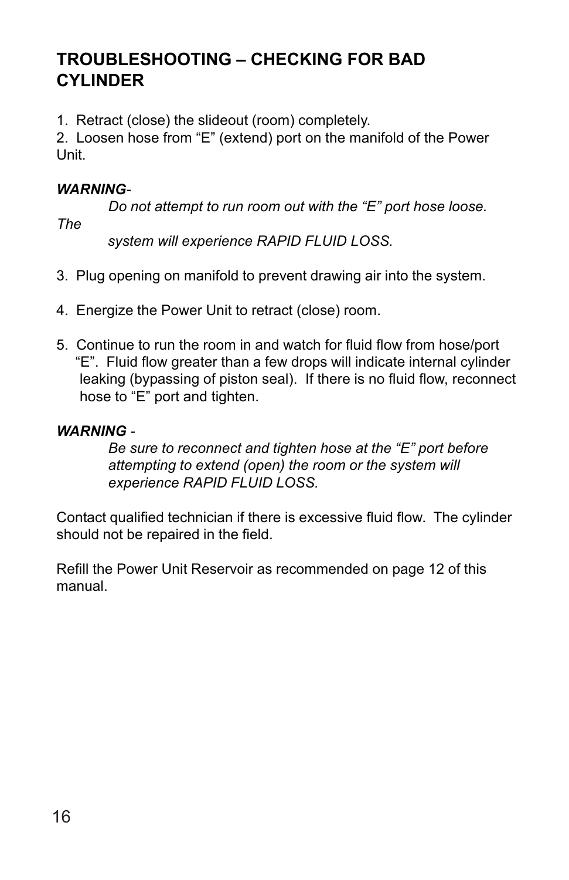## TROUBLESHOOTING – CHECKING FOR BAD CYLINDER

1. Retract (close) the slideout (room) completely.
2. Loosen hose from "E" (extend) port on the manifold of the Power Unit.

***WARNING***-

*Do not attempt to run room out with the "E" port hose loose. The system will experience RAPID FLUID LOSS.*

3. Plug opening on manifold to prevent drawing air into the system.

4. Energize the Power Unit to retract (close) room.

5. Continue to run the room in and watch for fluid flow from hose/port "E". Fluid flow greater than a few drops will indicate internal cylinder leaking (bypassing of piston seal). If there is no fluid flow, reconnect hose to "E" port and tighten.

***WARNING*** -

*Be sure to reconnect and tighten hose at the "E" port before attempting to extend (open) the room or the system will experience RAPID FLUID LOSS.*

Contact qualified technician if there is excessive fluid flow. The cylinder should not be repaired in the field.

Refill the Power Unit Reservoir as recommended on page 12 of this manual.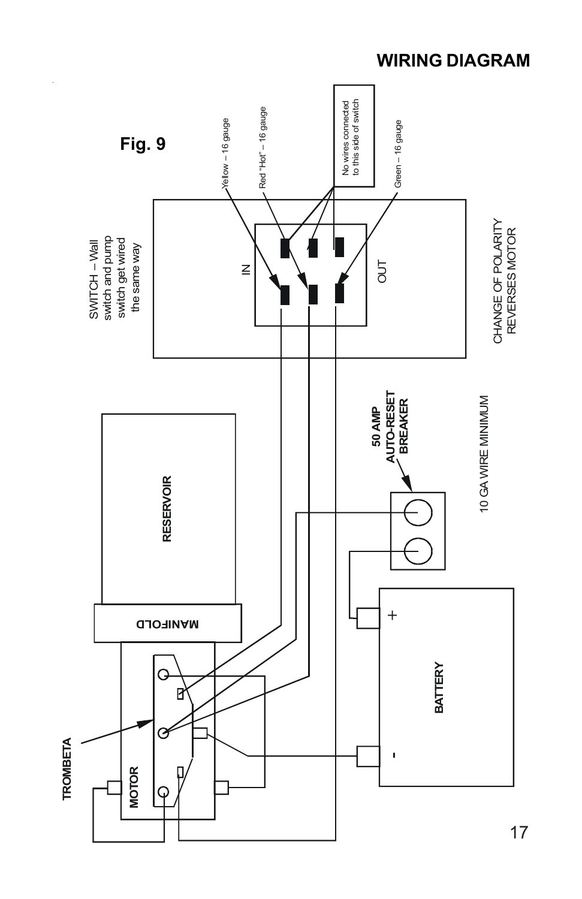## WIRING DIAGRAM

Fig. 9

SWITCH – Wall switch and pump switch get wired the same way

Yellow – 16 gauge

Red "Hot" – 16 gauge

No wires connected to this side of switch

Green – 16 gauge

IN

OUT

CHANGE OF POLARITY REVERSES MOTOR

RESERVOIR

50 AMP AUTO-RESET BREAKER

10 GA WIRE MINIMUM

MANIFOLD

TROMBETA

MOTOR

BATTERY

+

-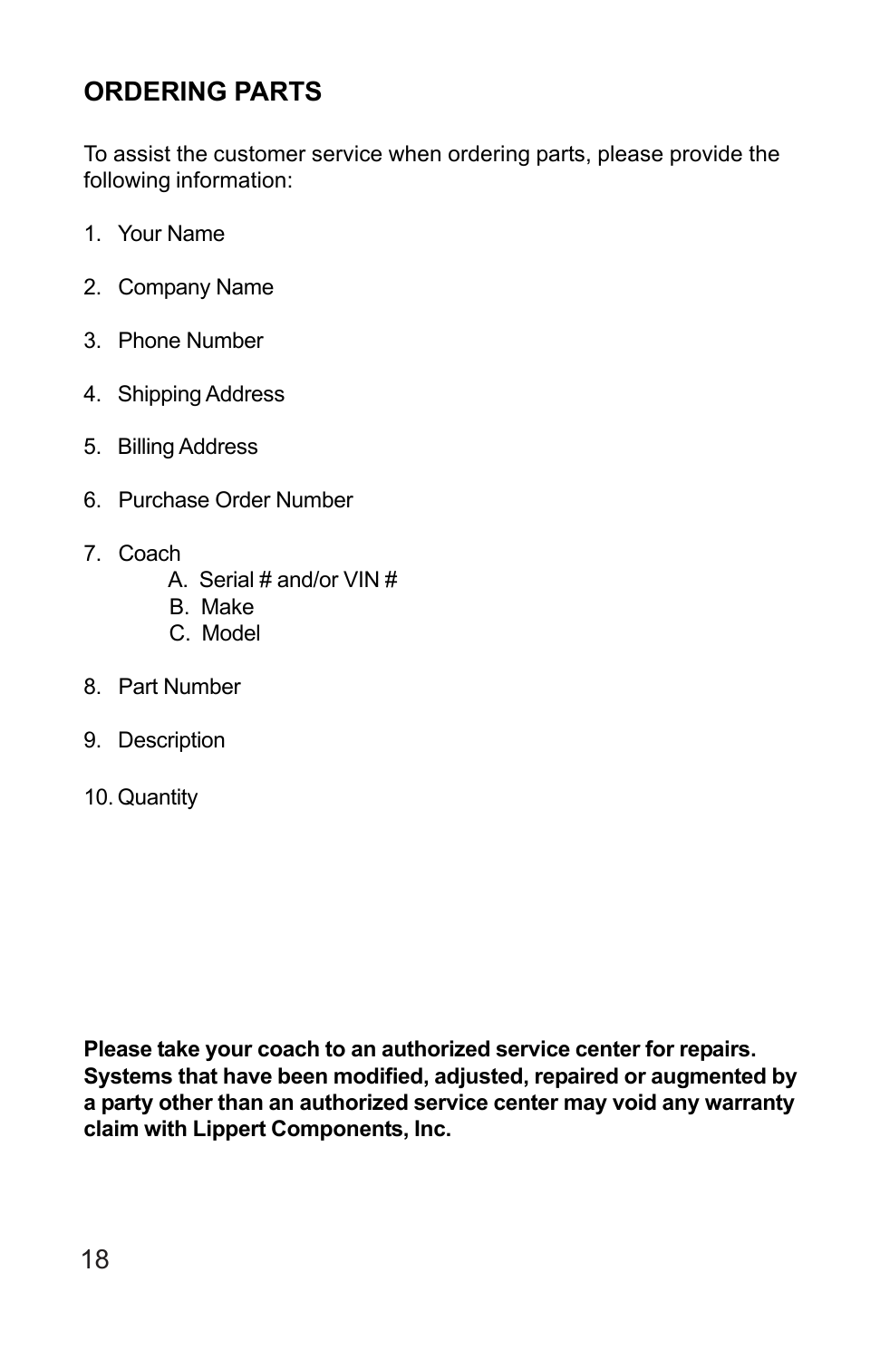## ORDERING PARTS

To assist the customer service when ordering parts, please provide the following information:

1. Your Name
2. Company Name
3. Phone Number
4. Shipping Address
5. Billing Address
6. Purchase Order Number
7. Coach
   - A. Serial # and/or VIN #
   - B. Make
   - C. Model
8. Part Number
9. Description
10. Quantity

**Please take your coach to an authorized service center for repairs. Systems that have been modified, adjusted, repaired or augmented by a party other than an authorized service center may void any warranty claim with Lippert Components, Inc.**